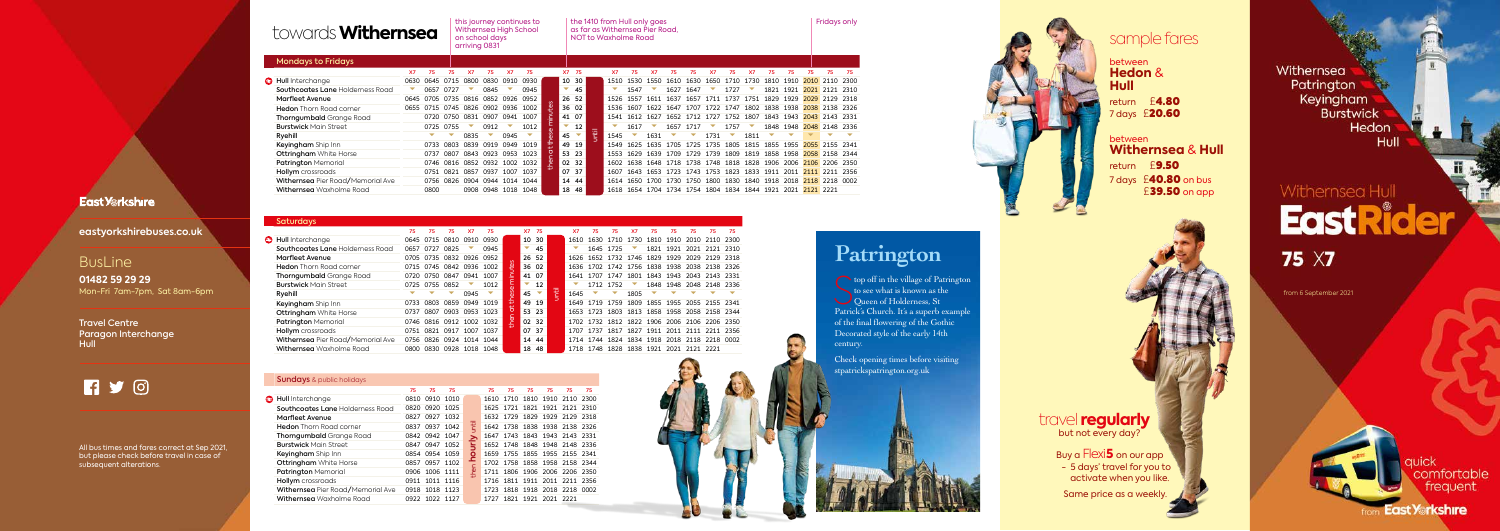**East Yorkshire**

**eastyorkshirebuses.co.uk**

## BusLine

**01482 59 29 29**
Mon-Fri 7am-7pm, Sat 8am-6pm

**Travel Centre**
**Paragon Interchange**
**Hull**

All bus times and fares correct at Sep 2021, but please check before travel in case of subsequent alterations.

# towards **Withernsea**

## Mondays to Fridays

Notes: The 0800 X7 from Hull: this journey continues to Withernsea High School on school days arriving 0831. The 1410 from Hull only goes as far as Withernsea Pier Road, NOT to Waxholme Road. Fridays only (applies to the last journeys shown).

| | X7 | 75 | 75 | X7 | 75 | X7 | 75 | X7 | 75 | | X7 | 75 | X7 | 75 | 75 | X7 | 75 | X7 | 75 | 75 | 75 | 75 | 75 |
|---|---|---|---|---|---|---|---|---|---|---|---|---|---|---|---|---|---|---|---|---|---|---|---|
| **Hull** Interchange | 0630 | 0645 | 0715 | 0800 | 0830 | 0910 | 0930 | 10 | 30 | until | 1510 | 1530 | 1550 | 1610 | 1630 | 1650 | 1710 | 1730 | 1810 | 1910 | 2010 | 2110 | 2300 |
| **Southcoates Lane** Holderness Road | ▼ | 0657 | 0727 | ▼ | 0845 | ▼ | 0945 | ▼ | 45 | | ▼ | 1547 | ▼ | 1627 | 1647 | ▼ | 1727 | ▼ | 1821 | 1921 | 2021 | 2121 | 2310 |
| **Marfleet Avenue** | 0645 | 0705 | 0735 | 0816 | 0852 | 0926 | 0952 | 26 | 52 | | 1526 | 1557 | 1611 | 1637 | 1657 | 1711 | 1737 | 1751 | 1829 | 1929 | 2029 | 2129 | 2318 |
| **Hedon** Thorn Road corner | 0655 | 0715 | 0745 | 0826 | 0902 | 0936 | 1002 | 36 | 02 | | 1536 | 1607 | 1622 | 1647 | 1707 | 1722 | 1747 | 1802 | 1838 | 1938 | 2038 | 2138 | 2326 |
| **Thorngumbald** Grange Road | | 0720 | 0750 | 0831 | 0907 | 0941 | 1007 | 41 | 07 | | 1541 | 1612 | 1627 | 1652 | 1712 | 1727 | 1752 | 1807 | 1843 | 1943 | 2043 | 2143 | 2331 |
| **Burstwick** Main Street | | 0725 | 0755 | ▼ | 0912 | ▼ | 1012 | ▼ | 12 | | ▼ | 1617 | ▼ | 1657 | 1717 | ▼ | 1757 | ▼ | 1848 | 1948 | 2048 | 2148 | 2336 |
| **Ryehill** | | ▼ | ▼ | 0835 | ▼ | 0945 | ▼ | 45 | ▼ | | 1545 | ▼ | 1631 | ▼ | ▼ | 1731 | ▼ | 1811 | ▼ | ▼ | ▼ | ▼ | ▼ |
| **Keyingham** Ship Inn | | 0733 | 0803 | 0839 | 0919 | 0949 | 1019 | 49 | 19 | | 1549 | 1625 | 1635 | 1705 | 1725 | 1735 | 1805 | 1815 | 1855 | 1955 | 2055 | 2155 | 2341 |
| **Ottringham** White Horse | | 0737 | 0807 | 0843 | 0923 | 0953 | 1023 | 53 | 23 | | 1553 | 1629 | 1639 | 1709 | 1729 | 1739 | 1809 | 1819 | 1858 | 1958 | 2058 | 2158 | 2344 |
| **Patrington** Memorial | | 0746 | 0816 | 0852 | 0932 | 1002 | 1032 | 02 | 32 | | 1602 | 1638 | 1648 | 1718 | 1738 | 1748 | 1818 | 1828 | 1906 | 2006 | 2106 | 2206 | 2350 |
| **Hollym** crossroads | | 0751 | 0821 | 0857 | 0937 | 1007 | 1037 | 07 | 37 | | 1607 | 1643 | 1653 | 1723 | 1743 | 1753 | 1823 | 1833 | 1911 | 2011 | 2111 | 2211 | 2356 |
| **Withernsea** Pier Road/Memorial Ave | | 0756 | 0826 | 0904 | 0944 | 1014 | 1044 | 14 | 44 | | 1614 | 1650 | 1700 | 1730 | 1750 | 1800 | 1830 | 1840 | 1918 | 2018 | 2118 | 2218 | 0002 |
| **Withernsea** Waxholme Road | 0800 | | | 0908 | 0948 | 1018 | 1048 | 18 | 48 | | 1618 | 1654 | 1704 | 1734 | 1754 | 1804 | 1834 | 1844 | 1921 | 2021 | 2121 | 2221 | |

(then at these minutes past each hour until)

## Saturdays

| | 75 | 75 | 75 | X7 | 75 | X7 | 75 | | X7 | 75 | 75 | X7 | 75 | 75 | 75 | 75 | 75 |
|---|---|---|---|---|---|---|---|---|---|---|---|---|---|---|---|---|---|
| **Hull** Interchange | 0645 | 0715 | 0810 | 0910 | 0930 | 10 | 30 | until | 1610 | 1630 | 1710 | 1730 | 1810 | 1910 | 2010 | 2110 | 2300 |
| **Southcoates Lane** Holderness Road | 0657 | 0727 | 0825 | ▼ | 0945 | ▼ | 45 | | ▼ | 1645 | 1725 | ▼ | 1821 | 1921 | 2021 | 2121 | 2310 |
| **Marfleet Avenue** | 0705 | 0735 | 0832 | 0926 | 0952 | 26 | 52 | | 1626 | 1652 | 1732 | 1746 | 1829 | 1929 | 2029 | 2129 | 2318 |
| **Hedon** Thorn Road corner | 0715 | 0745 | 0842 | 0936 | 1002 | 36 | 02 | | 1636 | 1702 | 1742 | 1756 | 1838 | 1938 | 2038 | 2138 | 2326 |
| **Thorngumbald** Grange Road | 0720 | 0750 | 0847 | 0941 | 1007 | 41 | 07 | | 1641 | 1707 | 1747 | 1801 | 1843 | 1943 | 2043 | 2143 | 2331 |
| **Burstwick** Main Street | 0725 | 0755 | 0852 | ▼ | 1012 | ▼ | 12 | | ▼ | 1712 | 1752 | ▼ | 1848 | 1948 | 2048 | 2148 | 2336 |
| **Ryehill** | ▼ | ▼ | ▼ | 0945 | ▼ | 45 | ▼ | | 1645 | ▼ | ▼ | 1805 | ▼ | ▼ | ▼ | ▼ | ▼ |
| **Keyingham** Ship Inn | 0733 | 0803 | 0859 | 0949 | 1019 | 49 | 19 | | 1649 | 1719 | 1759 | 1809 | 1855 | 1955 | 2055 | 2155 | 2341 |
| **Ottringham** White Horse | 0737 | 0807 | 0903 | 0953 | 1023 | 53 | 23 | | 1653 | 1723 | 1803 | 1813 | 1858 | 1958 | 2058 | 2158 | 2344 |
| **Patrington** Memorial | 0746 | 0816 | 0912 | 1002 | 1032 | 02 | 32 | | 1702 | 1732 | 1812 | 1822 | 1906 | 2006 | 2106 | 2206 | 2350 |
| **Hollym** crossroads | 0751 | 0821 | 0917 | 1007 | 1037 | 07 | 37 | | 1707 | 1737 | 1817 | 1827 | 1911 | 2011 | 2111 | 2211 | 2356 |
| **Withernsea** Pier Road/Memorial Ave | 0756 | 0826 | 0924 | 1014 | 1044 | 14 | 44 | | 1714 | 1744 | 1824 | 1834 | 1918 | 2018 | 2118 | 2218 | 0002 |
| **Withernsea** Waxholme Road | 0800 | 0830 | 0928 | 1018 | 1048 | 18 | 48 | | 1718 | 1748 | 1828 | 1838 | 1921 | 2021 | 2121 | 2221 | |

(then at these minutes past each hour until)

## Sundays & public holidays

| | 75 | 75 | 75 | | 75 | 75 | 75 | 75 | 75 | 75 |
|---|---|---|---|---|---|---|---|---|---|---|
| **Hull** Interchange | 0810 | 0910 | 1010 | then **hourly** until | 1610 | 1710 | 1810 | 1910 | 2110 | 2300 |
| **Southcoates Lane** Holderness Road | 0820 | 0920 | 1025 | | 1625 | 1721 | 1821 | 1921 | 2121 | 2310 |
| **Marfleet Avenue** | 0827 | 0927 | 1032 | | 1632 | 1729 | 1829 | 1929 | 2129 | 2318 |
| **Hedon** Thorn Road corner | 0837 | 0937 | 1042 | | 1642 | 1738 | 1838 | 1938 | 2138 | 2326 |
| **Thorngumbald** Grange Road | 0842 | 0942 | 1047 | | 1647 | 1743 | 1843 | 1943 | 2143 | 2331 |
| **Burstwick** Main Street | 0847 | 0947 | 1052 | | 1652 | 1748 | 1848 | 1948 | 2148 | 2336 |
| **Keyingham** Ship Inn | 0854 | 0954 | 1059 | | 1659 | 1755 | 1855 | 1955 | 2155 | 2341 |
| **Ottringham** White Horse | 0857 | 0957 | 1102 | | 1702 | 1758 | 1858 | 1958 | 2158 | 2344 |
| **Patrington** Memorial | 0906 | 1006 | 1111 | | 1711 | 1806 | 1906 | 2006 | 2206 | 2350 |
| **Hollym** crossroads | 0911 | 1011 | 1116 | | 1716 | 1811 | 1911 | 2011 | 2211 | 2356 |
| **Withernsea** Pier Road/Memorial Ave | 0918 | 1018 | 1123 | | 1723 | 1818 | 1918 | 2018 | 2218 | 0002 |
| **Withernsea** Waxholme Road | 0922 | 1022 | 1127 | | 1727 | 1821 | 1921 | 2021 | 2221 | |

# Patrington

Stop off in the village of Patrington to see what is known as the Queen of Holderness, St Patrick's Church. It's a superb example of the final flowering of the Gothic Decorated style of the early 14th century.

Check opening times before visiting stpatrickspatrington.org.uk

## sample fares

**between Hedon & Hull**
return £**4.80**
7 days £**20.60**

**between Withernsea & Hull**
return £**9.50**
7 days £**40.80** on bus
£**39.50** on app

## travel **regularly**
but not every day?

Buy a Flexi**5** on our app – 5 days' travel for you to activate when you like.

Same price as a weekly.

Withernsea – Patrington – Keyingham – Burstwick – Hedon – Hull

# Withernsea Hull EastRider

# 75 X7

from 6 September 2021

quick comfortable frequent

from **East Yorkshire**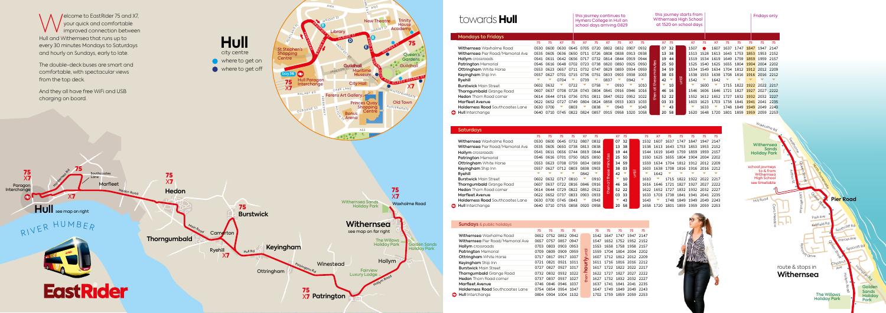Welcome to EastRider 75 and X7, your quick and comfortable improved connection between Hull and Withernsea that runs up to every 30 minutes Mondays to Saturdays and hourly on Sundays, early to late.

The double-deck buses are smart and comfortable, with spectacular views from the top deck.

And they all have free WiFi and USB charging on board.

**Hull** city centre

- where to get on
- where to get off

EastRider

# towards Hull

this journey continues to Hymers College in Hull on school days arriving 0829

this journey starts from Withernsea High School at 1520 on school days

Fridays only

## Mondays to Fridays

| | 75 | 75 | X7 | 75 | X7 | 75 | X7 | 75 | X7 | 75 | X7 | 75 | | X7 | 75 | X7 | 75 | 75 | 75 | 75 | 75 |
|---|---|---|---|---|---|---|---|---|---|---|---|---|---|---|---|---|---|---|---|---|---|
| **Withernsea** Waxholme Road | 0530 | 0600 | 0630 | 0645 | 0705 | 0720 | 0802 | 0832 | 0907 | 0932 | 07 | 32 | | 1507 | ● | 1607 | 1637 | 1747 | 1847 | 1947 | 2147 |
| **Withernsea** Pier Road/Memorial Ave | 0535 | 0605 | 0636 | 0650 | 0711 | 0726 | 0808 | 0838 | 0913 | 0938 | 13 | 38 | | 1513 | 1528 | 1613 | 1643 | 1753 | 1853 | 1953 | 2152 |
| **Hollym** crossroads | 0541 | 0611 | 0642 | 0656 | 0717 | 0732 | 0814 | 0844 | 0919 | 0944 | 19 | 44 | | 1519 | 1534 | 1619 | 1649 | 1759 | 1859 | 1959 | 2157 |
| **Patrington** Memorial | 0546 | 0616 | 0648 | 0702 | 0723 | 0738 | 0820 | 0850 | 0925 | 0950 | 25 | 50 | | 1525 | 1540 | 1625 | 1655 | 1804 | 1904 | 2004 | 2202 |
| **Ottringham** White Horse | 0553 | 0623 | 0657 | 0711 | 0732 | 0747 | 0829 | 0859 | 0934 | 0959 | 34 | 59 | then at these minutes until | 1534 | 1549 | 1634 | 1704 | 1812 | 1912 | 2012 | 2209 |
| **Keyingham** Ship Inn | 0557 | 0627 | 0701 | 0715 | 0736 | 0751 | 0833 | 0903 | 0938 | 1003 | 38 | 03 | | 1538 | 1553 | 1638 | 1708 | 1816 | 1916 | 2016 | 2212 |
| **Ryehill** | ▼ | ▼ | 0704 | ▼ | 0739 | ▼ | 0837 | ▼ | 0942 | ▼ | 42 | ▼ | | 1542 | ▼ | 1642 | ▼ | ▼ | ▼ | ▼ | ▼ |
| **Burstwick** Main Street | 0602 | 0632 | ▼ | 0722 | ▼ | 0758 | ▼ | 0910 | ▼ | 1010 | ▼ | 10 | | ▼ | 1600 | ▼ | 1715 | 1822 | 1922 | 2022 | 2217 |
| **Thorngumbald** Grange Road | 0607 | 0637 | 0708 | 0728 | 0743 | 0804 | 0841 | 0916 | 0946 | 1016 | 46 | 16 | | 1546 | 1606 | 1646 | 1721 | 1827 | 1927 | 2027 | 2222 |
| **Hedon** Thorn Road corner | 0614 | 0644 | 0716 | 0736 | 0751 | 0811 | 0847 | 0922 | 0952 | 1022 | 52 | 22 | | 1552 | 1612 | 1652 | 1727 | 1832 | 1932 | 2032 | 2227 |
| **Marfleet** Avenue | 0622 | 0652 | 0727 | 0749 | 0804 | 0824 | 0858 | 0933 | 1003 | 1033 | 03 | 33 | | 1603 | 1623 | 1703 | 1738 | 1841 | 1941 | 2041 | 2235 |
| **Holderness Road** Southcoates Lane | 0630 | 0700 | ▼ | 0803 | ▼ | 0838 | ▼ | 0943 | ▼ | 1043 | ▼ | 43 | | ▼ | 1633 | ▼ | 1748 | 1849 | 1949 | 2049 | 2243 |
| **Hull** Interchange | 0640 | 0710 | 0745 | 0822 | 0824 | 0857 | 0915 | 0958 | 1020 | 1058 | 20 | 58 | | 1620 | 1648 | 1720 | 1801 | 1859 | 1959 | 2059 | 2253 |

## Saturdays

| | 75 | 75 | 75 | 75 | X7 | 75 | X7 | 75 | | 75 | X7 | 75 | 75 | 75 | 75 | 75 |
|---|---|---|---|---|---|---|---|---|---|---|---|---|---|---|---|---|
| **Withernsea** Waxholme Road | 0530 | 0600 | 0645 | 0732 | 0807 | 0832 | 07 | 32 | | 1532 | 1607 | 1637 | 1747 | 1847 | 1947 | 2147 |
| **Withernsea** Pier Road/Memorial Ave | 0535 | 0605 | 0650 | 0738 | 0813 | 0838 | 13 | 38 | | 1538 | 1613 | 1643 | 1753 | 1853 | 1953 | 2152 |
| **Hollym** crossroads | 0541 | 0611 | 0656 | 0744 | 0819 | 0844 | 19 | 44 | | 1544 | 1619 | 1649 | 1759 | 1859 | 1959 | 2157 |
| **Patrington** Memorial | 0546 | 0616 | 0701 | 0750 | 0825 | 0850 | 25 | 50 | | 1550 | 1625 | 1655 | 1804 | 1904 | 2004 | 2202 |
| **Ottringham** White Horse | 0553 | 0623 | 0708 | 0759 | 0834 | 0859 | 34 | 59 | then at these minutes until | 1559 | 1634 | 1704 | 1812 | 1912 | 2012 | 2209 |
| **Keyingham** Ship Inn | 0557 | 0627 | 0712 | 0803 | 0838 | 0903 | 38 | 03 | | 1603 | 1638 | 1708 | 1816 | 1916 | 2016 | 2212 |
| **Ryehill** | ▼ | ▼ | ▼ | ▼ | 0842 | ▼ | 42 | ▼ | | ▼ | 1642 | ▼ | ▼ | ▼ | ▼ | ▼ |
| **Burstwick** Main Street | 0602 | 0632 | 0717 | 0810 | ▼ | 0910 | ▼ | 10 | | 1610 | ▼ | 1715 | 1822 | 1922 | 2022 | 2217 |
| **Thorngumbald** Grange Road | 0607 | 0637 | 0722 | 0816 | 0846 | 0916 | 46 | 16 | | 1616 | 1646 | 1721 | 1827 | 1927 | 2027 | 2222 |
| **Hedon** Thorn Road corner | 0614 | 0644 | 0729 | 0822 | 0852 | 0922 | 52 | 22 | | 1622 | 1652 | 1727 | 1832 | 1932 | 2032 | 2227 |
| **Marfleet** Avenue | 0622 | 0652 | 0737 | 0833 | 0903 | 0933 | 03 | 33 | | 1633 | 1703 | 1738 | 1841 | 1941 | 2041 | 2235 |
| **Holderness Road** Southcoates Lane | 0630 | 0700 | 0745 | 0843 | ▼ | 0943 | ▼ | 43 | | 1643 | ▼ | 1748 | 1849 | 1949 | 2049 | 2243 |
| **Hull** Interchange | 0640 | 0710 | 0755 | 0858 | 0920 | 0958 | 20 | 58 | | 1658 | 1720 | 1801 | 1859 | 1959 | 2059 | 2253 |

## Sundays & public holidays

| | 75 | 75 | 75 | 75 | | 75 | 75 | 75 | 75 | 75 |
|---|---|---|---|---|---|---|---|---|---|---|
| **Withernsea** Waxholme Road | 0652 | 0752 | 0852 | 0942 | | 1542 | 1647 | 1747 | 1947 | 2147 |
| **Withernsea** Pier Road/Memorial Ave | 0657 | 0757 | 0857 | 0947 | | 1547 | 1652 | 1752 | 1952 | 2152 |
| **Hollym** crossroads | 0703 | 0803 | 0903 | 0953 | | 1553 | 1658 | 1758 | 1958 | 2157 |
| **Patrington** Memorial | 0709 | 0809 | 0909 | 0959 | | 1559 | 1704 | 1804 | 2004 | 2202 |
| **Ottringham** White Horse | 0717 | 0817 | 0917 | 1007 | | 1607 | 1712 | 1812 | 2012 | 2209 |
| **Keyingham** Ship Inn | 0721 | 0821 | 0921 | 1011 | then hourly until | 1611 | 1716 | 1816 | 2016 | 2212 |
| **Burstwick** Main Street | 0727 | 0827 | 0927 | 1017 | | 1617 | 1722 | 1822 | 2022 | 2217 |
| **Thorngumbald** Grange Road | 0732 | 0832 | 0932 | 1022 | | 1622 | 1727 | 1827 | 2027 | 2222 |
| **Hedon** Thorn Road corner | 0737 | 0837 | 0937 | 1027 | | 1627 | 1732 | 1832 | 2032 | 2227 |
| **Marfleet** Avenue | 0746 | 0846 | 0946 | 1037 | | 1637 | 1741 | 1841 | 2041 | 2235 |
| **Holderness Road** Southcoates Lane | 0754 | 0854 | 0954 | 1047 | | 1647 | 1749 | 1849 | 2049 | 2243 |
| **Hull** Interchange | 0804 | 0904 | 1004 | 1102 | | 1702 | 1759 | 1859 | 2059 | 2253 |

school journeys to & from Withernsea High School see timetable

route & stops in **Withernsea**